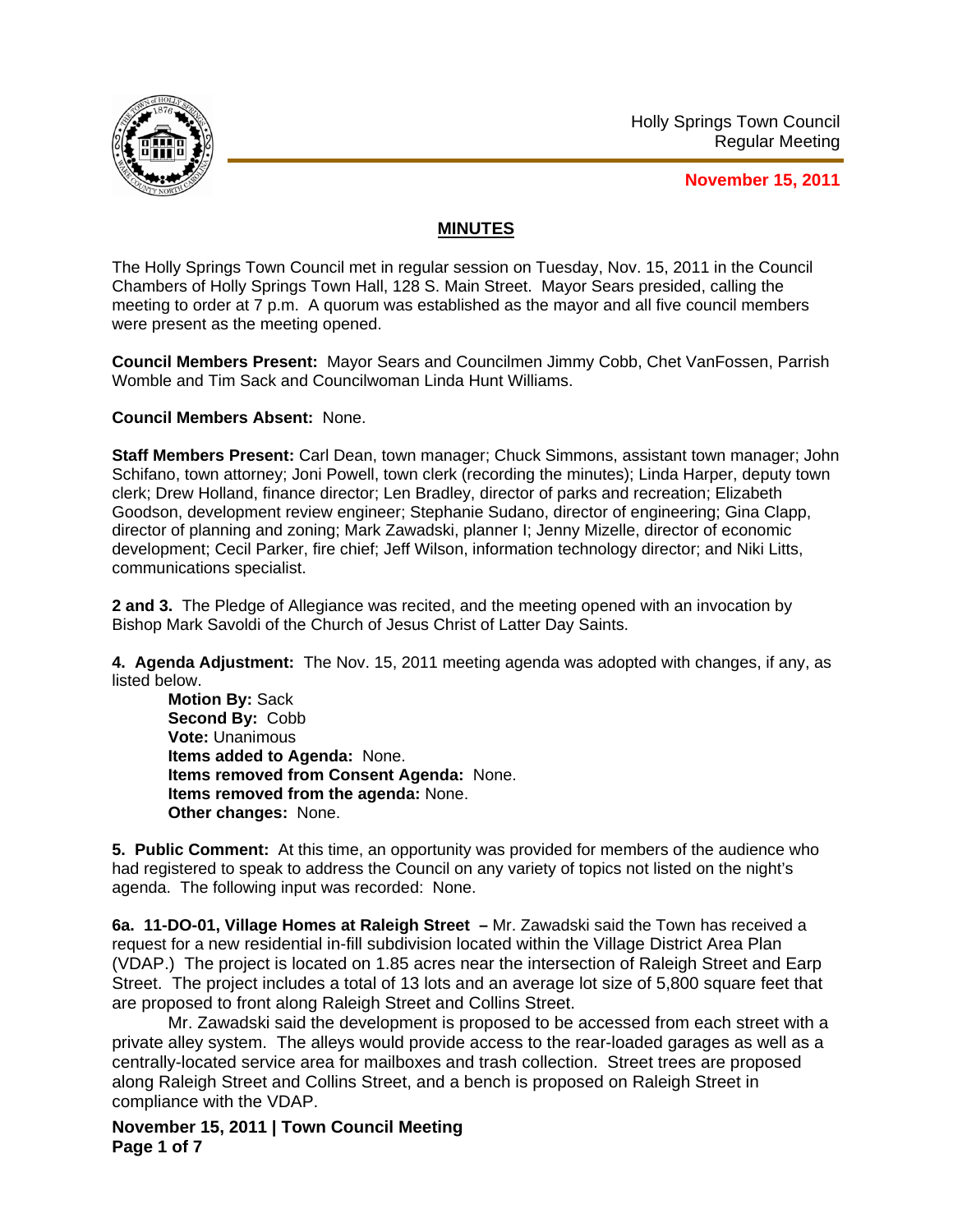Holly Springs Town Council
Regular Meeting

**November 15, 2011**

## MINUTES

The Holly Springs Town Council met in regular session on Tuesday, Nov. 15, 2011 in the Council Chambers of Holly Springs Town Hall, 128 S. Main Street. Mayor Sears presided, calling the meeting to order at 7 p.m. A quorum was established as the mayor and all five council members were present as the meeting opened.

**Council Members Present:** Mayor Sears and Councilmen Jimmy Cobb, Chet VanFossen, Parrish Womble and Tim Sack and Councilwoman Linda Hunt Williams.

**Council Members Absent:** None.

**Staff Members Present:** Carl Dean, town manager; Chuck Simmons, assistant town manager; John Schifano, town attorney; Joni Powell, town clerk (recording the minutes); Linda Harper, deputy town clerk; Drew Holland, finance director; Len Bradley, director of parks and recreation; Elizabeth Goodson, development review engineer; Stephanie Sudano, director of engineering; Gina Clapp, director of planning and zoning; Mark Zawadski, planner I; Jenny Mizelle, director of economic development; Cecil Parker, fire chief; Jeff Wilson, information technology director; and Niki Litts, communications specialist.

**2 and 3.** The Pledge of Allegiance was recited, and the meeting opened with an invocation by Bishop Mark Savoldi of the Church of Jesus Christ of Latter Day Saints.

**4. Agenda Adjustment:** The Nov. 15, 2011 meeting agenda was adopted with changes, if any, as listed below.

**Motion By:** Sack
**Second By:** Cobb
**Vote:** Unanimous
**Items added to Agenda:** None.
**Items removed from Consent Agenda:** None.
**Items removed from the agenda:** None.
**Other changes:** None.

**5. Public Comment:** At this time, an opportunity was provided for members of the audience who had registered to speak to address the Council on any variety of topics not listed on the night's agenda. The following input was recorded: None.

**6a. 11-DO-01, Village Homes at Raleigh Street –** Mr. Zawadski said the Town has received a request for a new residential in-fill subdivision located within the Village District Area Plan (VDAP.) The project is located on 1.85 acres near the intersection of Raleigh Street and Earp Street. The project includes a total of 13 lots and an average lot size of 5,800 square feet that are proposed to front along Raleigh Street and Collins Street.

Mr. Zawadski said the development is proposed to be accessed from each street with a private alley system. The alleys would provide access to the rear-loaded garages as well as a centrally-located service area for mailboxes and trash collection. Street trees are proposed along Raleigh Street and Collins Street, and a bench is proposed on Raleigh Street in compliance with the VDAP.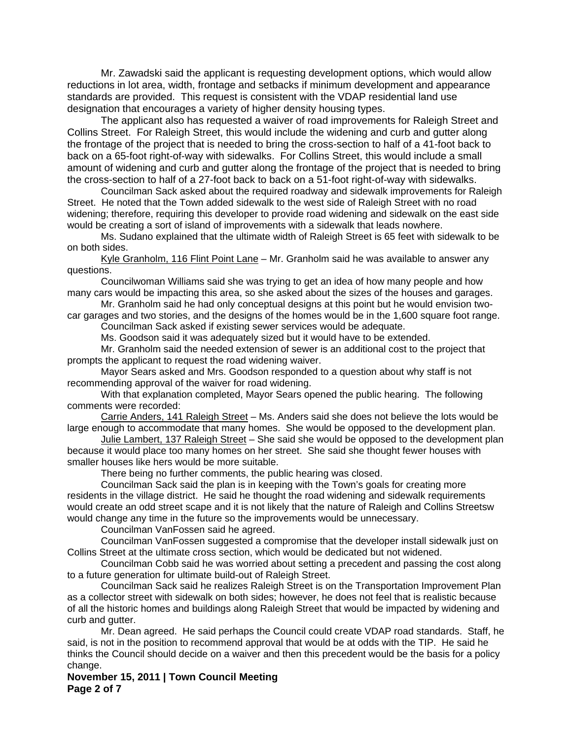Mr. Zawadski said the applicant is requesting development options, which would allow reductions in lot area, width, frontage and setbacks if minimum development and appearance standards are provided. This request is consistent with the VDAP residential land use designation that encourages a variety of higher density housing types.

The applicant also has requested a waiver of road improvements for Raleigh Street and Collins Street. For Raleigh Street, this would include the widening and curb and gutter along the frontage of the project that is needed to bring the cross-section to half of a 41-foot back to back on a 65-foot right-of-way with sidewalks. For Collins Street, this would include a small amount of widening and curb and gutter along the frontage of the project that is needed to bring the cross-section to half of a 27-foot back to back on a 51-foot right-of-way with sidewalks.

Councilman Sack asked about the required roadway and sidewalk improvements for Raleigh Street. He noted that the Town added sidewalk to the west side of Raleigh Street with no road widening; therefore, requiring this developer to provide road widening and sidewalk on the east side would be creating a sort of island of improvements with a sidewalk that leads nowhere.

Ms. Sudano explained that the ultimate width of Raleigh Street is 65 feet with sidewalk to be on both sides.

Kyle Granholm, 116 Flint Point Lane – Mr. Granholm said he was available to answer any questions.

Councilwoman Williams said she was trying to get an idea of how many people and how many cars would be impacting this area, so she asked about the sizes of the houses and garages.

Mr. Granholm said he had only conceptual designs at this point but he would envision two-car garages and two stories, and the designs of the homes would be in the 1,600 square foot range.

Councilman Sack asked if existing sewer services would be adequate.

Ms. Goodson said it was adequately sized but it would have to be extended.

Mr. Granholm said the needed extension of sewer is an additional cost to the project that prompts the applicant to request the road widening waiver.

Mayor Sears asked and Mrs. Goodson responded to a question about why staff is not recommending approval of the waiver for road widening.

With that explanation completed, Mayor Sears opened the public hearing. The following comments were recorded:

Carrie Anders, 141 Raleigh Street – Ms. Anders said she does not believe the lots would be large enough to accommodate that many homes. She would be opposed to the development plan.

Julie Lambert, 137 Raleigh Street – She said she would be opposed to the development plan because it would place too many homes on her street. She said she thought fewer houses with smaller houses like hers would be more suitable.

There being no further comments, the public hearing was closed.

Councilman Sack said the plan is in keeping with the Town's goals for creating more residents in the village district. He said he thought the road widening and sidewalk requirements would create an odd street scape and it is not likely that the nature of Raleigh and Collins Streetsw would change any time in the future so the improvements would be unnecessary.

Councilman VanFossen said he agreed.

Councilman VanFossen suggested a compromise that the developer install sidewalk just on Collins Street at the ultimate cross section, which would be dedicated but not widened.

Councilman Cobb said he was worried about setting a precedent and passing the cost along to a future generation for ultimate build-out of Raleigh Street.

Councilman Sack said he realizes Raleigh Street is on the Transportation Improvement Plan as a collector street with sidewalk on both sides; however, he does not feel that is realistic because of all the historic homes and buildings along Raleigh Street that would be impacted by widening and curb and gutter.

Mr. Dean agreed. He said perhaps the Council could create VDAP road standards. Staff, he said, is not in the position to recommend approval that would be at odds with the TIP. He said he thinks the Council should decide on a waiver and then this precedent would be the basis for a policy change.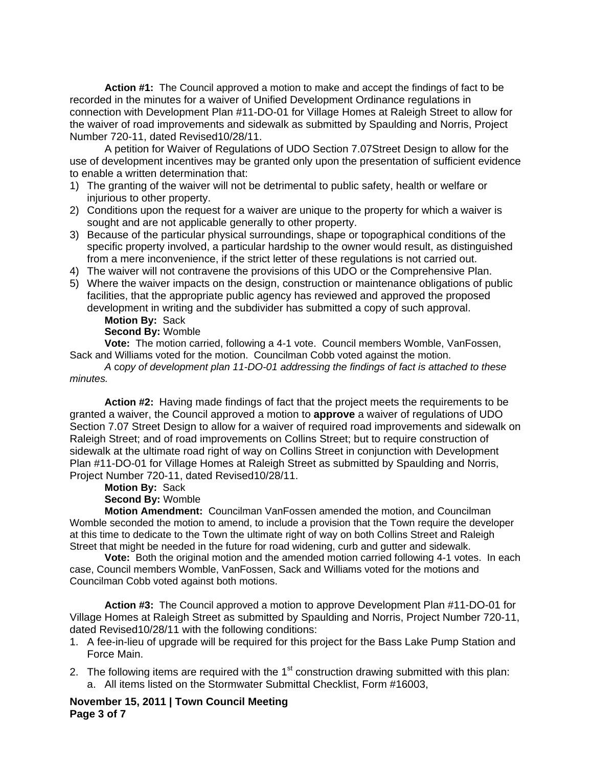**Action #1:** The Council approved a motion to make and accept the findings of fact to be recorded in the minutes for a waiver of Unified Development Ordinance regulations in connection with Development Plan #11-DO-01 for Village Homes at Raleigh Street to allow for the waiver of road improvements and sidewalk as submitted by Spaulding and Norris, Project Number 720-11, dated Revised10/28/11.

A petition for Waiver of Regulations of UDO Section 7.07Street Design to allow for the use of development incentives may be granted only upon the presentation of sufficient evidence to enable a written determination that:

1) The granting of the waiver will not be detrimental to public safety, health or welfare or injurious to other property.
2) Conditions upon the request for a waiver are unique to the property for which a waiver is sought and are not applicable generally to other property.
3) Because of the particular physical surroundings, shape or topographical conditions of the specific property involved, a particular hardship to the owner would result, as distinguished from a mere inconvenience, if the strict letter of these regulations is not carried out.
4) The waiver will not contravene the provisions of this UDO or the Comprehensive Plan.
5) Where the waiver impacts on the design, construction or maintenance obligations of public facilities, that the appropriate public agency has reviewed and approved the proposed development in writing and the subdivider has submitted a copy of such approval.

**Motion By:** Sack
**Second By:** Womble
**Vote:** The motion carried, following a 4-1 vote. Council members Womble, VanFossen, Sack and Williams voted for the motion. Councilman Cobb voted against the motion.

*A copy of development plan 11-DO-01 addressing the findings of fact is attached to these minutes.*

**Action #2:** Having made findings of fact that the project meets the requirements to be granted a waiver, the Council approved a motion to **approve** a waiver of regulations of UDO Section 7.07 Street Design to allow for a waiver of required road improvements and sidewalk on Raleigh Street; and of road improvements on Collins Street; but to require construction of sidewalk at the ultimate road right of way on Collins Street in conjunction with Development Plan #11-DO-01 for Village Homes at Raleigh Street as submitted by Spaulding and Norris, Project Number 720-11, dated Revised10/28/11.

**Motion By:** Sack
**Second By:** Womble
**Motion Amendment:** Councilman VanFossen amended the motion, and Councilman Womble seconded the motion to amend, to include a provision that the Town require the developer at this time to dedicate to the Town the ultimate right of way on both Collins Street and Raleigh Street that might be needed in the future for road widening, curb and gutter and sidewalk.
**Vote:** Both the original motion and the amended motion carried following 4-1 votes. In each case, Council members Womble, VanFossen, Sack and Williams voted for the motions and Councilman Cobb voted against both motions.

**Action #3:** The Council approved a motion to approve Development Plan #11-DO-01 for Village Homes at Raleigh Street as submitted by Spaulding and Norris, Project Number 720-11, dated Revised10/28/11 with the following conditions:

1. A fee-in-lieu of upgrade will be required for this project for the Bass Lake Pump Station and Force Main.
2. The following items are required with the 1st construction drawing submitted with this plan:
   a. All items listed on the Stormwater Submittal Checklist, Form #16003,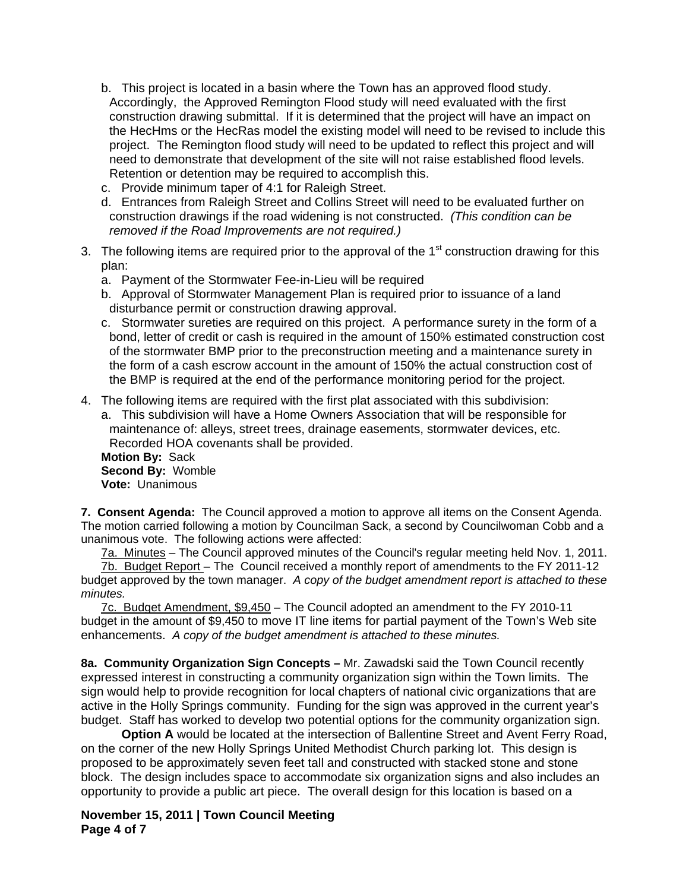b. This project is located in a basin where the Town has an approved flood study. Accordingly, the Approved Remington Flood study will need evaluated with the first construction drawing submittal. If it is determined that the project will have an impact on the HecHms or the HecRas model the existing model will need to be revised to include this project. The Remington flood study will need to be updated to reflect this project and will need to demonstrate that development of the site will not raise established flood levels. Retention or detention may be required to accomplish this.

c. Provide minimum taper of 4:1 for Raleigh Street.

d. Entrances from Raleigh Street and Collins Street will need to be evaluated further on construction drawings if the road widening is not constructed. *(This condition can be removed if the Road Improvements are not required.)*

3. The following items are required prior to the approval of the 1st construction drawing for this plan:
   a. Payment of the Stormwater Fee-in-Lieu will be required
   b. Approval of Stormwater Management Plan is required prior to issuance of a land disturbance permit or construction drawing approval.
   c. Stormwater sureties are required on this project. A performance surety in the form of a bond, letter of credit or cash is required in the amount of 150% estimated construction cost of the stormwater BMP prior to the preconstruction meeting and a maintenance surety in the form of a cash escrow account in the amount of 150% the actual construction cost of the BMP is required at the end of the performance monitoring period for the project.

4. The following items are required with the first plat associated with this subdivision:
   a. This subdivision will have a Home Owners Association that will be responsible for maintenance of: alleys, street trees, drainage easements, stormwater devices, etc. Recorded HOA covenants shall be provided.

**Motion By:** Sack
**Second By:** Womble
**Vote:** Unanimous

**7. Consent Agenda:** The Council approved a motion to approve all items on the Consent Agenda. The motion carried following a motion by Councilman Sack, a second by Councilwoman Cobb and a unanimous vote. The following actions were affected:

7a. Minutes – The Council approved minutes of the Council's regular meeting held Nov. 1, 2011.

7b. Budget Report – The Council received a monthly report of amendments to the FY 2011-12 budget approved by the town manager. *A copy of the budget amendment report is attached to these minutes.*

7c. Budget Amendment, $9,450 – The Council adopted an amendment to the FY 2010-11 budget in the amount of $9,450 to move IT line items for partial payment of the Town's Web site enhancements. *A copy of the budget amendment is attached to these minutes.*

**8a. Community Organization Sign Concepts –** Mr. Zawadski said the Town Council recently expressed interest in constructing a community organization sign within the Town limits. The sign would help to provide recognition for local chapters of national civic organizations that are active in the Holly Springs community. Funding for the sign was approved in the current year's budget. Staff has worked to develop two potential options for the community organization sign.

**Option A** would be located at the intersection of Ballentine Street and Avent Ferry Road, on the corner of the new Holly Springs United Methodist Church parking lot. This design is proposed to be approximately seven feet tall and constructed with stacked stone and stone block. The design includes space to accommodate six organization signs and also includes an opportunity to provide a public art piece. The overall design for this location is based on a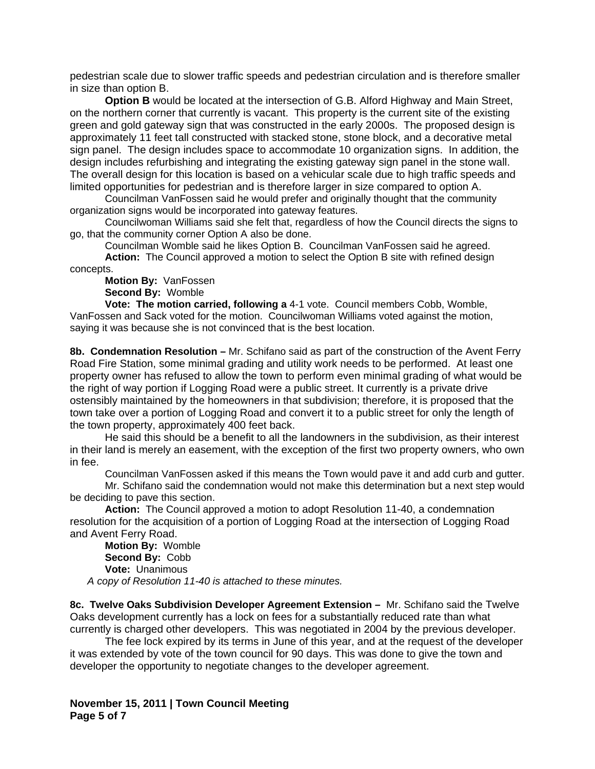pedestrian scale due to slower traffic speeds and pedestrian circulation and is therefore smaller in size than option B.

**Option B** would be located at the intersection of G.B. Alford Highway and Main Street, on the northern corner that currently is vacant. This property is the current site of the existing green and gold gateway sign that was constructed in the early 2000s. The proposed design is approximately 11 feet tall constructed with stacked stone, stone block, and a decorative metal sign panel. The design includes space to accommodate 10 organization signs. In addition, the design includes refurbishing and integrating the existing gateway sign panel in the stone wall. The overall design for this location is based on a vehicular scale due to high traffic speeds and limited opportunities for pedestrian and is therefore larger in size compared to option A.

Councilman VanFossen said he would prefer and originally thought that the community organization signs would be incorporated into gateway features.

Councilwoman Williams said she felt that, regardless of how the Council directs the signs to go, that the community corner Option A also be done.

Councilman Womble said he likes Option B. Councilman VanFossen said he agreed.

**Action:** The Council approved a motion to select the Option B site with refined design concepts.

**Motion By:** VanFossen

**Second By:** Womble

**Vote: The motion carried, following a** 4-1 vote. Council members Cobb, Womble, VanFossen and Sack voted for the motion. Councilwoman Williams voted against the motion, saying it was because she is not convinced that is the best location.

**8b. Condemnation Resolution –** Mr. Schifano said as part of the construction of the Avent Ferry Road Fire Station, some minimal grading and utility work needs to be performed. At least one property owner has refused to allow the town to perform even minimal grading of what would be the right of way portion if Logging Road were a public street. It currently is a private drive ostensibly maintained by the homeowners in that subdivision; therefore, it is proposed that the town take over a portion of Logging Road and convert it to a public street for only the length of the town property, approximately 400 feet back.

He said this should be a benefit to all the landowners in the subdivision, as their interest in their land is merely an easement, with the exception of the first two property owners, who own in fee.

Councilman VanFossen asked if this means the Town would pave it and add curb and gutter.

Mr. Schifano said the condemnation would not make this determination but a next step would be deciding to pave this section.

**Action:** The Council approved a motion to adopt Resolution 11-40, a condemnation resolution for the acquisition of a portion of Logging Road at the intersection of Logging Road and Avent Ferry Road.

**Motion By:** Womble

**Second By:** Cobb

**Vote:** Unanimous

*A copy of Resolution 11-40 is attached to these minutes.*

**8c. Twelve Oaks Subdivision Developer Agreement Extension –** Mr. Schifano said the Twelve Oaks development currently has a lock on fees for a substantially reduced rate than what currently is charged other developers. This was negotiated in 2004 by the previous developer.

The fee lock expired by its terms in June of this year, and at the request of the developer it was extended by vote of the town council for 90 days. This was done to give the town and developer the opportunity to negotiate changes to the developer agreement.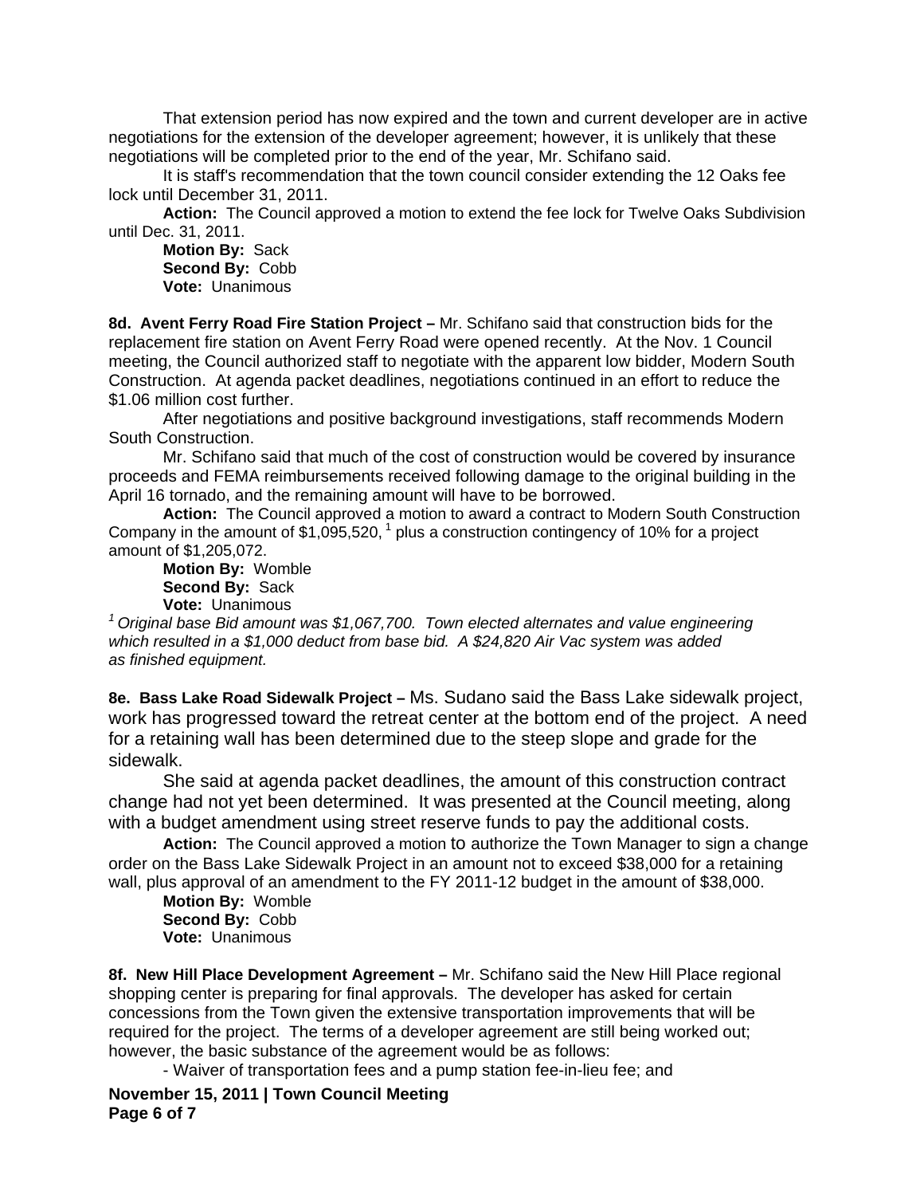That extension period has now expired and the town and current developer are in active negotiations for the extension of the developer agreement; however, it is unlikely that these negotiations will be completed prior to the end of the year, Mr. Schifano said.

It is staff's recommendation that the town council consider extending the 12 Oaks fee lock until December 31, 2011.

**Action:** The Council approved a motion to extend the fee lock for Twelve Oaks Subdivision until Dec. 31, 2011.

**Motion By:** Sack
**Second By:** Cobb
**Vote:** Unanimous

**8d. Avent Ferry Road Fire Station Project –** Mr. Schifano said that construction bids for the replacement fire station on Avent Ferry Road were opened recently. At the Nov. 1 Council meeting, the Council authorized staff to negotiate with the apparent low bidder, Modern South Construction. At agenda packet deadlines, negotiations continued in an effort to reduce the $1.06 million cost further.

After negotiations and positive background investigations, staff recommends Modern South Construction.

Mr. Schifano said that much of the cost of construction would be covered by insurance proceeds and FEMA reimbursements received following damage to the original building in the April 16 tornado, and the remaining amount will have to be borrowed.

**Action:** The Council approved a motion to award a contract to Modern South Construction Company in the amount of $1,095,520, [1] plus a construction contingency of 10% for a project amount of $1,205,072.

**Motion By:** Womble
**Second By:** Sack
**Vote:** Unanimous

*[1] Original base Bid amount was $1,067,700. Town elected alternates and value engineering which resulted in a $1,000 deduct from base bid. A $24,820 Air Vac system was added as finished equipment.*

**8e. Bass Lake Road Sidewalk Project –** Ms. Sudano said the Bass Lake sidewalk project, work has progressed toward the retreat center at the bottom end of the project. A need for a retaining wall has been determined due to the steep slope and grade for the sidewalk.

She said at agenda packet deadlines, the amount of this construction contract change had not yet been determined. It was presented at the Council meeting, along with a budget amendment using street reserve funds to pay the additional costs.

**Action:** The Council approved a motion to authorize the Town Manager to sign a change order on the Bass Lake Sidewalk Project in an amount not to exceed $38,000 for a retaining wall, plus approval of an amendment to the FY 2011-12 budget in the amount of $38,000.

**Motion By:** Womble
**Second By:** Cobb
**Vote:** Unanimous

**8f. New Hill Place Development Agreement –** Mr. Schifano said the New Hill Place regional shopping center is preparing for final approvals. The developer has asked for certain concessions from the Town given the extensive transportation improvements that will be required for the project. The terms of a developer agreement are still being worked out; however, the basic substance of the agreement would be as follows:

- Waiver of transportation fees and a pump station fee-in-lieu fee; and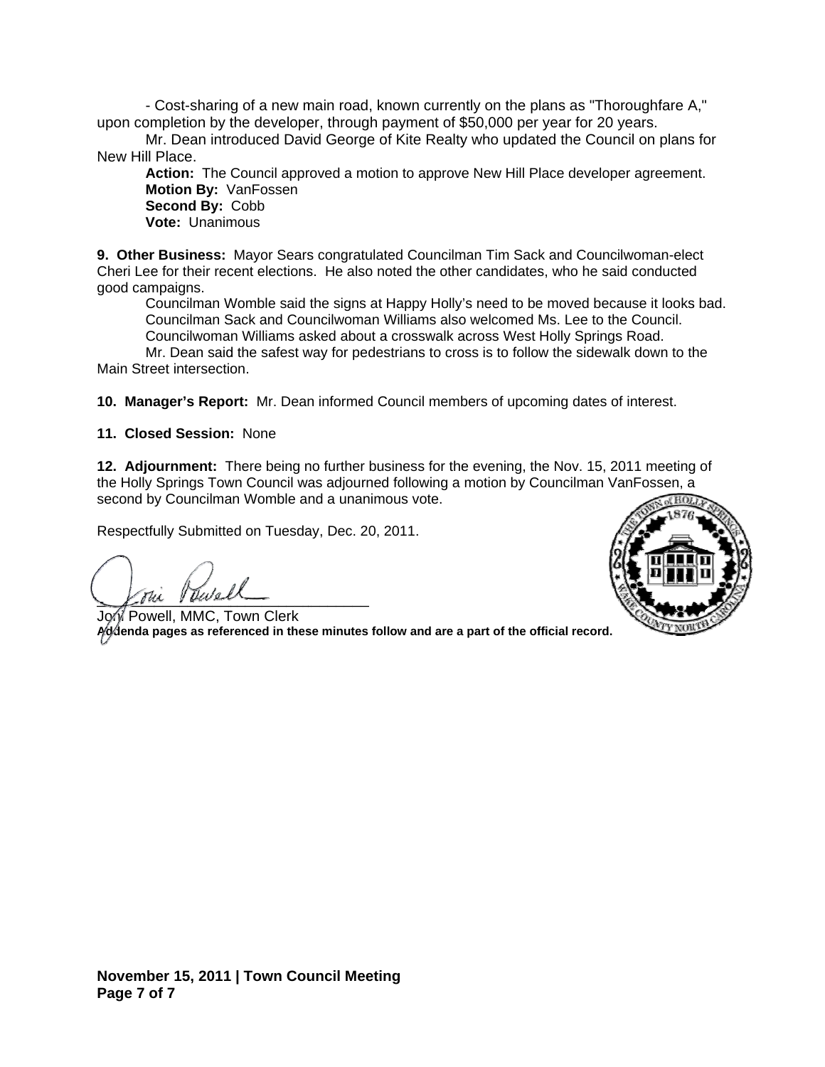- Cost-sharing of a new main road, known currently on the plans as "Thoroughfare A," upon completion by the developer, through payment of $50,000 per year for 20 years.

Mr. Dean introduced David George of Kite Realty who updated the Council on plans for New Hill Place.

**Action:** The Council approved a motion to approve New Hill Place developer agreement.
**Motion By:** VanFossen
**Second By:** Cobb
**Vote:** Unanimous

**9. Other Business:** Mayor Sears congratulated Councilman Tim Sack and Councilwoman-elect Cheri Lee for their recent elections. He also noted the other candidates, who he said conducted good campaigns.

Councilman Womble said the signs at Happy Holly's need to be moved because it looks bad.

Councilman Sack and Councilwoman Williams also welcomed Ms. Lee to the Council.

Councilwoman Williams asked about a crosswalk across West Holly Springs Road.

Mr. Dean said the safest way for pedestrians to cross is to follow the sidewalk down to the Main Street intersection.

**10. Manager's Report:** Mr. Dean informed Council members of upcoming dates of interest.

**11. Closed Session:** None

**12. Adjournment:** There being no further business for the evening, the Nov. 15, 2011 meeting of the Holly Springs Town Council was adjourned following a motion by Councilman VanFossen, a second by Councilman Womble and a unanimous vote.

Respectfully Submitted on Tuesday, Dec. 20, 2011.

Joni Powell, MMC, Town Clerk

**Addenda pages as referenced in these minutes follow and are a part of the official record.**